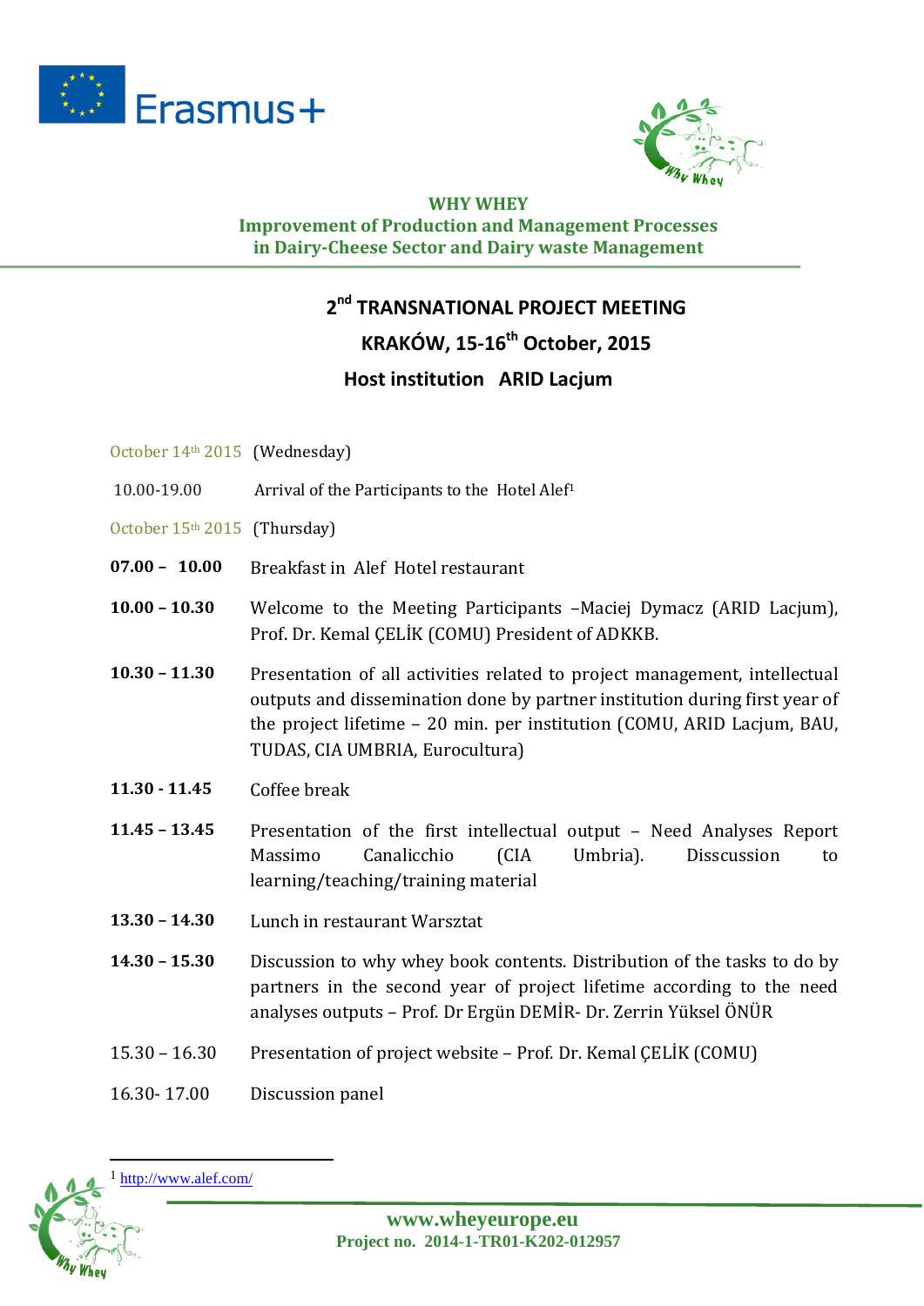**WHY WHEY**
**Improvement of Production and Management Processes in Dairy-Cheese Sector and Dairy waste Management**

# 2nd TRANSNATIONAL PROJECT MEETING

## KRAKÓW, 15-16th October, 2015

## Host institution ARID Lacjum

October 14th 2015 (Wednesday)

| | |
|---|---|
| 10.00-19.00 | Arrival of the Participants to the Hotel Alef[1] |

October 15th 2015 (Thursday)

| | |
|---|---|
| **07.00 – 10.00** | Breakfast in Alef Hotel restaurant |
| **10.00 – 10.30** | Welcome to the Meeting Participants –Maciej Dymacz (ARID Lacjum), Prof. Dr. Kemal ÇELİK (COMU) President of ADKKB. |
| **10.30 – 11.30** | Presentation of all activities related to project management, intellectual outputs and dissemination done by partner institution during first year of the project lifetime – 20 min. per institution (COMU, ARID Lacjum, BAU, TUDAS, CIA UMBRIA, Eurocultura) |
| **11.30 - 11.45** | Coffee break |
| **11.45 – 13.45** | Presentation of the first intellectual output – Need Analyses Report Massimo Canalicchio (CIA Umbria). Disscussion to learning/teaching/training material |
| **13.30 – 14.30** | Lunch in restaurant Warsztat |
| **14.30 – 15.30** | Discussion to why whey book contents. Distribution of the tasks to do by partners in the second year of project lifetime according to the need analyses outputs – Prof. Dr Ergün DEMİR- Dr. Zerrin Yüksel ÖNÜR |
| 15.30 – 16.30 | Presentation of project website – Prof. Dr. Kemal ÇELİK (COMU) |
| 16.30- 17.00 | Discussion panel |

[1] http://www.alef.com/

**www.wheyeurope.eu**
**Project no. 2014-1-TR01-K202-012957**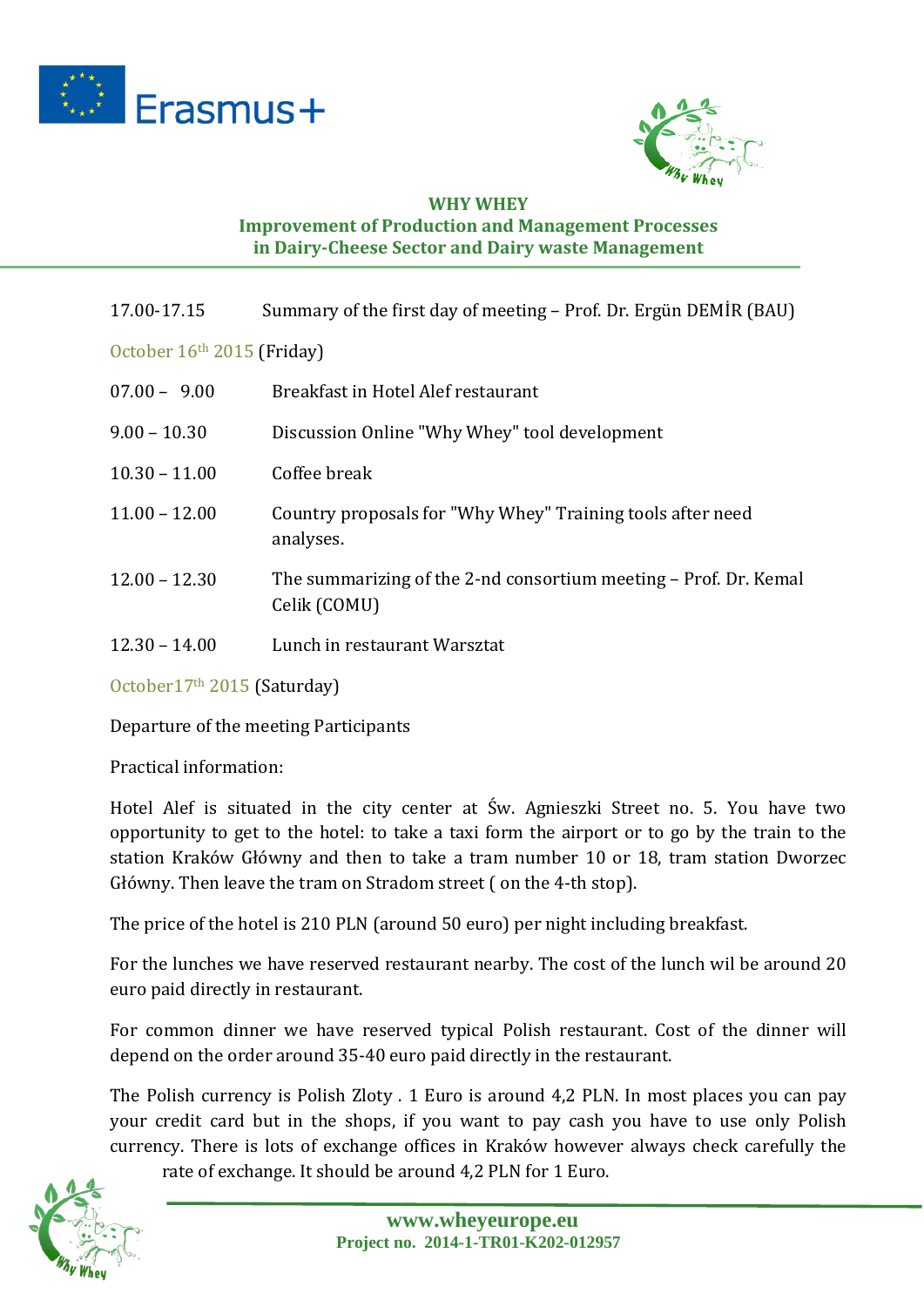**WHY WHEY**
**Improvement of Production and Management Processes in Dairy-Cheese Sector and Dairy waste Management**

| | |
|---|---|
| 17.00-17.15 | Summary of the first day of meeting – Prof. Dr. Ergün DEMİR (BAU) |

October 16th 2015 (Friday)

| | |
|---|---|
| 07.00 – 9.00 | Breakfast in Hotel Alef restaurant |
| 9.00 – 10.30 | Discussion Online "Why Whey" tool development |
| 10.30 – 11.00 | Coffee break |
| 11.00 – 12.00 | Country proposals for "Why Whey" Training tools after need analyses. |
| 12.00 – 12.30 | The summarizing of the 2-nd consortium meeting – Prof. Dr. Kemal Celik (COMU) |
| 12.30 – 14.00 | Lunch in restaurant Warsztat |

October17th 2015 (Saturday)

Departure of the meeting Participants

Practical information:

Hotel Alef is situated in the city center at Św. Agnieszki Street no. 5. You have two opportunity to get to the hotel: to take a taxi form the airport or to go by the train to the station Kraków Główny and then to take a tram number 10 or 18, tram station Dworzec Główny. Then leave the tram on Stradom street ( on the 4-th stop).

The price of the hotel is 210 PLN (around 50 euro) per night including breakfast.

For the lunches we have reserved restaurant nearby. The cost of the lunch wil be around 20 euro paid directly in restaurant.

For common dinner we have reserved typical Polish restaurant. Cost of the dinner will depend on the order around 35-40 euro paid directly in the restaurant.

The Polish currency is Polish Zloty . 1 Euro is around 4,2 PLN. In most places you can pay your credit card but in the shops, if you want to pay cash you have to use only Polish currency. There is lots of exchange offices in Kraków however always check carefully the rate of exchange. It should be around 4,2 PLN for 1 Euro.

www.wheyeurope.eu
Project no. 2014-1-TR01-K202-012957